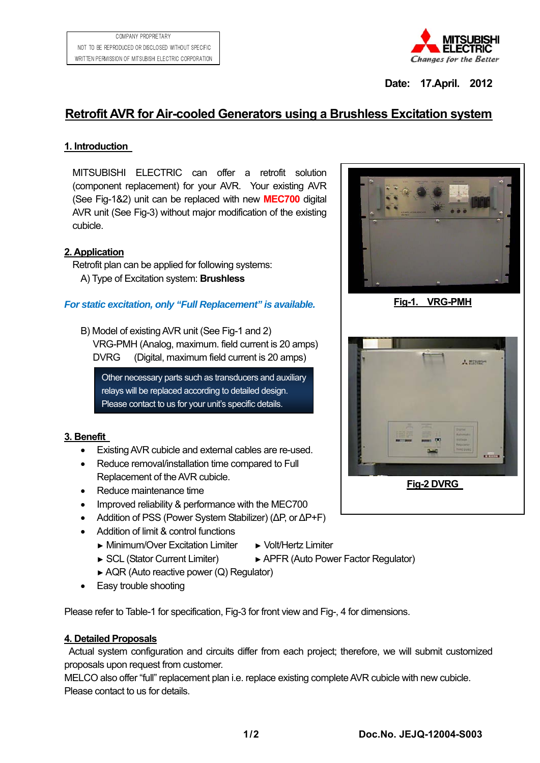COMPANY PROPRIETARY
NOT TO BE REPRODUCED OR DISCLOSED WITHOUT SPECIFIC
WRITTEN PERMISSION OF MITSUBISHI ELECTRIC CORPORATION

**Date: 17.April. 2012**

# Retrofit AVR for Air-cooled Generators using a Brushless Excitation system

## 1. Introduction

MITSUBISHI ELECTRIC can offer a retrofit solution (component replacement) for your AVR. Your existing AVR (See Fig-1&2) unit can be replaced with new **MEC700** digital AVR unit (See Fig-3) without major modification of the existing cubicle.

## 2. Application

Retrofit plan can be applied for following systems:

A) Type of Excitation system: **Brushless**

***For static excitation, only "Full Replacement" is available.***

B) Model of existing AVR unit (See Fig-1 and 2)

VRG-PMH (Analog, maximum. field current is 20 amps)
DVRG (Digital, maximum field current is 20 amps)

> Other necessary parts such as transducers and auxiliary relays will be replaced according to detailed design. Please contact to us for your unit's specific details.

Fig-1. VRG-PMH

Fig-2 DVRG

## 3. Benefit

- Existing AVR cubicle and external cables are re-used.
- Reduce removal/installation time compared to Full Replacement of the AVR cubicle.
- Reduce maintenance time
- Improved reliability & performance with the MEC700
- Addition of PSS (Power System Stabilizer) (ΔP, or ΔP+F)
- Addition of limit & control functions
  - ► Minimum/Over Excitation Limiter
  - ► Volt/Hertz Limiter
  - ► SCL (Stator Current Limiter)
  - ► APFR (Auto Power Factor Regulator)
  - ► AQR (Auto reactive power (Q) Regulator)
- Easy trouble shooting

Please refer to Table-1 for specification, Fig-3 for front view and Fig-, 4 for dimensions.

## 4. Detailed Proposals

Actual system configuration and circuits differ from each project; therefore, we will submit customized proposals upon request from customer.
MELCO also offer "full" replacement plan i.e. replace existing complete AVR cubicle with new cubicle.
Please contact to us for details.

**Doc.No. JEJQ-12004-S003**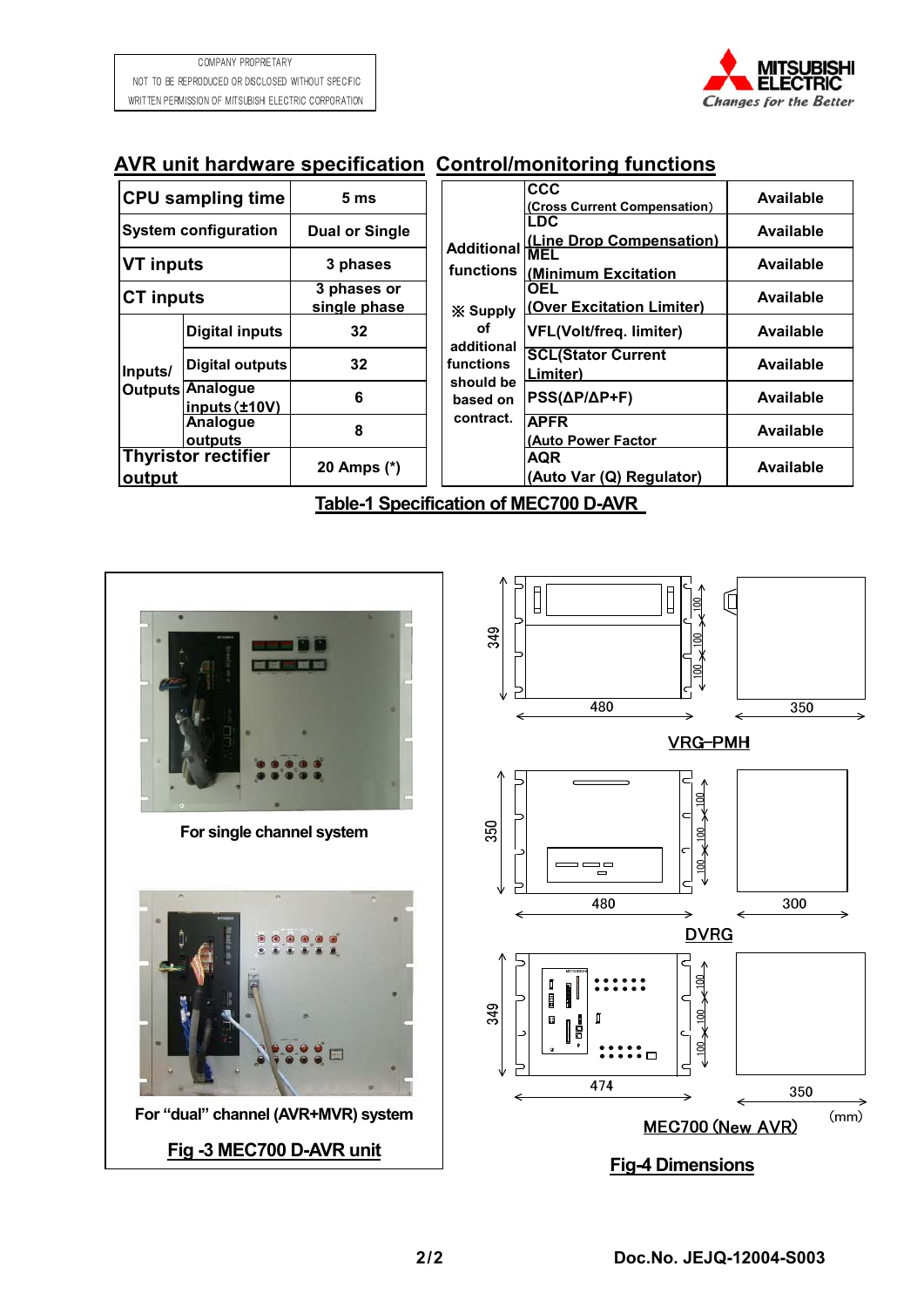COMPANY PROPRIETARY
NOT TO BE REPRODUCED OR DISCLOSED WITHOUT SPECIFIC WRITTEN PERMISSION OF MITSUBISHI ELECTRIC CORPORATION

## AVR unit hardware specification

| | | |
|---|---|---|
| CPU sampling time | | 5 ms |
| System configuration | | Dual or Single |
| VT inputs | | 3 phases |
| CT inputs | | 3 phases or single phase |
| Inputs/ Outputs | Digital inputs | 32 |
| | Digital outputs | 32 |
| | Analogue inputs (±10V) | 6 |
| | Analogue outputs | 8 |
| Thyristor rectifier output | | 20 Amps (*) |

## Control/monitoring functions

| | | |
|---|---|---|
| Additional functions<br><br>※ Supply of additional functions should be based on contract. | CCC (Cross Current Compensation) | Available |
| | LDC (Line Drop Compensation) | Available |
| | MEL (Minimum Excitation | Available |
| | OEL (Over Excitation Limiter) | Available |
| | VFL(Volt/freq. limiter) | Available |
| | SCL(Stator Current Limiter) | Available |
| | PSS(ΔP/ΔP+F) | Available |
| | APFR (Auto Power Factor | Available |
| | AQR (Auto Var (Q) Regulator) | Available |

**Table-1 Specification of MEC700 D-AVR**

For single channel system

For "dual" channel (AVR+MVR) system

**Fig -3 MEC700 D-AVR unit**

349
480
350
100
100
100
VRG–PMH

350
480
300
100
100
100
DVRG

349
474
350
100
100
100
MEC700 (New AVR)
(mm)

**Fig-4 Dimensions**

Doc.No. JEJQ-12004-S003